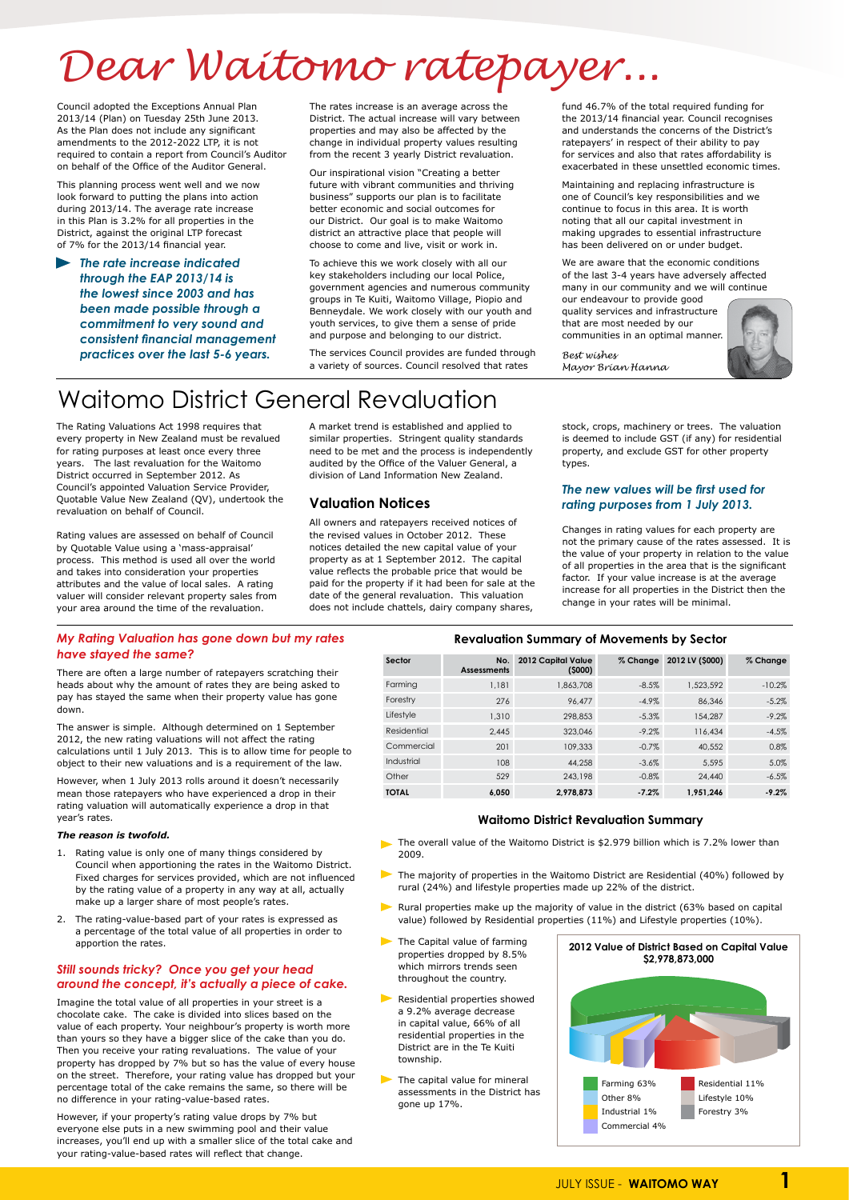# Dear Waitomo ratepayer...

Council adopted the Exceptions Annual Plan 2013/14 (Plan) on Tuesday 25th June 2013. As the Plan does not include any significant amendments to the 2012-2022 LTP, it is not required to contain a report from Council's Auditor on behalf of the Office of the Auditor General.

This planning process went well and we now look forward to putting the plans into action during 2013/14. The average rate increase in this Plan is 3.2% for all properties in the District, against the original LTP forecast of 7% for the 2013/14 financial year.

> ***The rate increase indicated through the EAP 2013/14 is the lowest since 2003 and has been made possible through a commitment to very sound and consistent financial management practices over the last 5-6 years.***

The rates increase is an average across the District. The actual increase will vary between properties and may also be affected by the change in individual property values resulting from the recent 3 yearly District revaluation.

Our inspirational vision "Creating a better future with vibrant communities and thriving business" supports our plan is to facilitate better economic and social outcomes for our District. Our goal is to make Waitomo district an attractive place that people will choose to come and live, visit or work in.

To achieve this we work closely with all our key stakeholders including our local Police, government agencies and numerous community groups in Te Kuiti, Waitomo Village, Piopio and Benneydale. We work closely with our youth and youth services, to give them a sense of pride and purpose and belonging to our district.

The services Council provides are funded through a variety of sources. Council resolved that rates fund 46.7% of the total required funding for the 2013/14 financial year. Council recognises and understands the concerns of the District's ratepayers' in respect of their ability to pay for services and also that rates affordability is exacerbated in these unsettled economic times.

Maintaining and replacing infrastructure is one of Council's key responsibilities and we continue to focus in this area. It is worth noting that all our capital investment in making upgrades to essential infrastructure has been delivered on or under budget.

We are aware that the economic conditions of the last 3-4 years have adversely affected many in our community and we will continue our endeavour to provide good quality services and infrastructure that are most needed by our communities in an optimal manner.

*Best wishes*
*Mayor Brian Hanna*

# Waitomo District General Revaluation

The Rating Valuations Act 1998 requires that every property in New Zealand must be revalued for rating purposes at least once every three years. The last revaluation for the Waitomo District occurred in September 2012. As Council's appointed Valuation Service Provider, Quotable Value New Zealand (QV), undertook the revaluation on behalf of Council.

Rating values are assessed on behalf of Council by Quotable Value using a 'mass-appraisal' process. This method is used all over the world and takes into consideration your properties attributes and the value of local sales. A rating valuer will consider relevant property sales from your area around the time of the revaluation.

A market trend is established and applied to similar properties. Stringent quality standards need to be met and the process is independently audited by the Office of the Valuer General, a division of Land Information New Zealand.

## Valuation Notices

All owners and ratepayers received notices of the revised values in October 2012. These notices detailed the new capital value of your property as at 1 September 2012. The capital value reflects the probable price that would be paid for the property if it had been for sale at the date of the general revaluation. This valuation does not include chattels, dairy company shares, stock, crops, machinery or trees. The valuation is deemed to include GST (if any) for residential property, and exclude GST for other property types.

### *The new values will be first used for rating purposes from 1 July 2013.*

Changes in rating values for each property are not the primary cause of the rates assessed. It is the value of your property in relation to the value of all properties in the area that is the significant factor. If your value increase is at the average increase for all properties in the District then the change in your rates will be minimal.

### *My Rating Valuation has gone down but my rates have stayed the same?*

There are often a large number of ratepayers scratching their heads about why the amount of rates they are being asked to pay has stayed the same when their property value has gone down.

The answer is simple. Although determined on 1 September 2012, the new rating valuations will not affect the rating calculations until 1 July 2013. This is to allow time for people to object to their new valuations and is a requirement of the law.

However, when 1 July 2013 rolls around it doesn't necessarily mean those ratepayers who have experienced a drop in their rating valuation will automatically experience a drop in that year's rates.

***The reason is twofold.***

1. Rating value is only one of many things considered by Council when apportioning the rates in the Waitomo District. Fixed charges for services provided, which are not influenced by the rating value of a property in any way at all, actually make up a larger share of most people's rates.
2. The rating-value-based part of your rates is expressed as a percentage of the total value of all properties in order to apportion the rates.

### *Still sounds tricky? Once you get your head around the concept, it's actually a piece of cake.*

Imagine the total value of all properties in your street is a chocolate cake. The cake is divided into slices based on the value of each property. Your neighbour's property is worth more than yours so they have a bigger slice of the cake than you do. Then you receive your rating revaluations. The value of your property has dropped by 7% but so has the value of every house on the street. Therefore, your rating value has dropped but your percentage total of the cake remains the same, so there will be no difference in your rating-value-based rates.

However, if your property's rating value drops by 7% but everyone else puts in a new swimming pool and their value increases, you'll end up with a smaller slice of the total cake and your rating-value-based rates will reflect that change.

### Revaluation Summary of Movements by Sector

| Sector | No. Assessments | 2012 Capital Value ($000) | % Change | 2012 LV ($000) | % Change |
|---|---|---|---|---|---|
| Farming | 1,181 | 1,863,708 | -8.5% | 1,523,592 | -10.2% |
| Forestry | 276 | 96,477 | -4.9% | 86,346 | -5.2% |
| Lifestyle | 1,310 | 298,853 | -5.3% | 154,287 | -9.2% |
| Residential | 2,445 | 323,046 | -9.2% | 116,434 | -4.5% |
| Commercial | 201 | 109,333 | -0.7% | 40,552 | 0.8% |
| Industrial | 108 | 44,258 | -3.6% | 5,595 | 5.0% |
| Other | 529 | 243,198 | -0.8% | 24,440 | -6.5% |
| **TOTAL** | **6,050** | **2,978,873** | **-7.2%** | **1,951,246** | **-9.2%** |

### Waitomo District Revaluation Summary

- The overall value of the Waitomo District is $2.979 billion which is 7.2% lower than 2009.
- The majority of properties in the Waitomo District are Residential (40%) followed by rural (24%) and lifestyle properties made up 22% of the district.
- Rural properties make up the majority of value in the district (63% based on capital value) followed by Residential properties (11%) and Lifestyle properties (10%).
- The Capital value of farming properties dropped by 8.5% which mirrors trends seen throughout the country.
- Residential properties showed a 9.2% average decrease in capital value, 66% of all residential properties in the District are in the Te Kuiti township.
- The capital value for mineral assessments in the District has gone up 17%.

**2012 Value of District Based on Capital Value $2,978,873,000**

| Sector | Share |
|---|---|
| Farming | 63% |
| Other | 8% |
| Industrial | 1% |
| Commercial | 4% |
| Residential | 11% |
| Lifestyle | 10% |
| Forestry | 3% |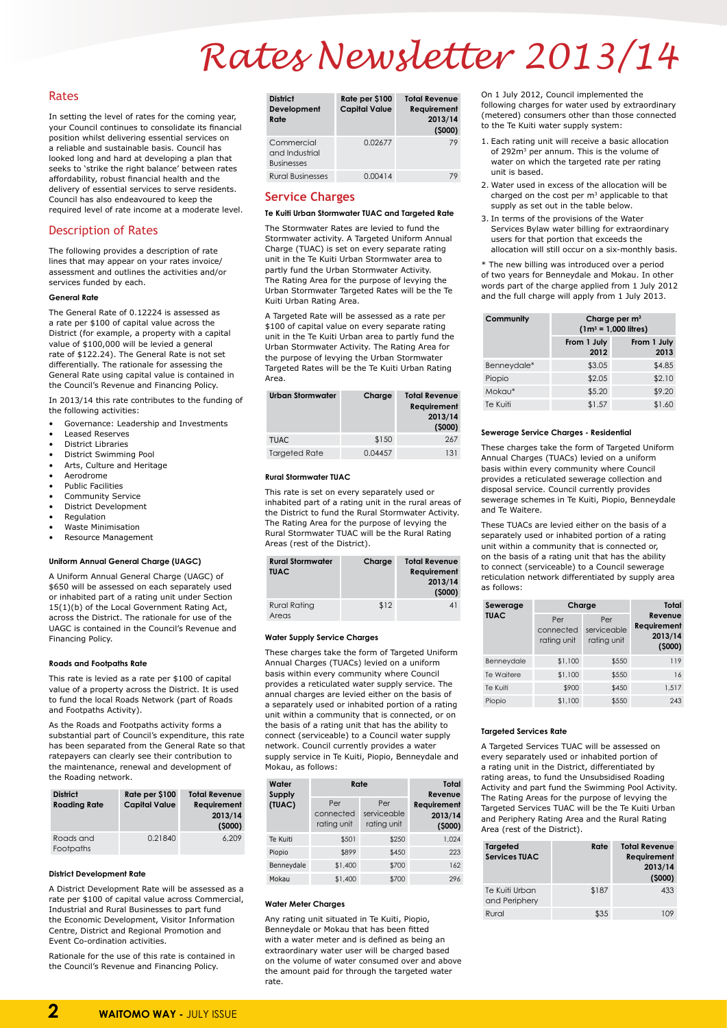# Rates Newsletter 2013/14

## Rates

In setting the level of rates for the coming year, your Council continues to consolidate its financial position whilst delivering essential services on a reliable and sustainable basis. Council has looked long and hard at developing a plan that seeks to 'strike the right balance' between rates affordability, robust financial health and the delivery of essential services to serve residents. Council has also endeavoured to keep the required level of rate income at a moderate level.

## Description of Rates

The following provides a description of rate lines that may appear on your rates invoice/ assessment and outlines the activities and/or services funded by each.

### General Rate

The General Rate of 0.12224 is assessed as a rate per $100 of capital value across the District (for example, a property with a capital value of $100,000 will be levied a general rate of $122.24). The General Rate is not set differentially. The rationale for assessing the General Rate using capital value is contained in the Council's Revenue and Financing Policy.

In 2013/14 this rate contributes to the funding of the following activities:

- Governance: Leadership and Investments
- Leased Reserves
- District Libraries
- District Swimming Pool
- Arts, Culture and Heritage
- Aerodrome
- Public Facilities
- Community Service
- District Development
- Regulation
- Waste Minimisation
- Resource Management

### Uniform Annual General Charge (UAGC)

A Uniform Annual General Charge (UAGC) of $650 will be assessed on each separately used or inhabited part of a rating unit under Section 15(1)(b) of the Local Government Rating Act, across the District. The rationale for use of the UAGC is contained in the Council's Revenue and Financing Policy.

### Roads and Footpaths Rate

This rate is levied as a rate per $100 of capital value of a property across the District. It is used to fund the local Roads Network (part of Roads and Footpaths Activity).

As the Roads and Footpaths activity forms a substantial part of Council's expenditure, this rate has been separated from the General Rate so that ratepayers can clearly see their contribution to the maintenance, renewal and development of the Roading network.

| District Roading Rate | Rate per $100 Capital Value | Total Revenue Requirement 2013/14 ($000) |
|---|---|---|
| Roads and Footpaths | 0.21840 | 6,209 |

### District Development Rate

A District Development Rate will be assessed as a rate per $100 of capital value across Commercial, Industrial and Rural Businesses to part fund the Economic Development, Visitor Information Centre, District and Regional Promotion and Event Co-ordination activities.

Rationale for the use of this rate is contained in the Council's Revenue and Financing Policy.

| District Development Rate | Rate per $100 Capital Value | Total Revenue Requirement 2013/14 ($000) |
|---|---|---|
| Commercial and Industrial Businesses | 0.02677 | 79 |
| Rural Businesses | 0.00414 | 79 |

## Service Charges

### Te Kuiti Urban Stormwater TUAC and Targeted Rate

The Stormwater Rates are levied to fund the Stormwater activity. A Targeted Uniform Annual Charge (TUAC) is set on every separate rating unit in the Te Kuiti Urban Stormwater area to partly fund the Urban Stormwater Activity. The Rating Area for the purpose of levying the Urban Stormwater Targeted Rates will be the Te Kuiti Urban Rating Area.

A Targeted Rate will be assessed as a rate per $100 of capital value on every separate rating unit in the Te Kuiti Urban area to partly fund the Urban Stormwater Activity. The Rating Area for the purpose of levying the Urban Stormwater Targeted Rates will be the Te Kuiti Urban Rating Area.

| Urban Stormwater | Charge | Total Revenue Requirement 2013/14 ($000) |
|---|---|---|
| TUAC | $150 | 267 |
| Targeted Rate | 0.04457 | 131 |

### Rural Stormwater TUAC

This rate is set on every separately used or inhabited part of a rating unit in the rural areas of the District to fund the Rural Stormwater Activity. The Rating Area for the purpose of levying the Rural Stormwater TUAC will be the Rural Rating Areas (rest of the District).

| Rural Stormwater TUAC | Charge | Total Revenue Requirement 2013/14 ($000) |
|---|---|---|
| Rural Rating Areas | $12 | 41 |

### Water Supply Service Charges

These charges take the form of Targeted Uniform Annual Charges (TUACs) levied on a uniform basis within every community where Council provides a reticulated water supply service. The annual charges are levied either on the basis of a separately used or inhabited portion of a rating unit within a community that is connected, or on the basis of a rating unit that has the ability to connect (serviceable) to a Council water supply network. Council currently provides a water supply service in Te Kuiti, Piopio, Benneydale and Mokau, as follows:

| Water Supply (TUAC) | Rate | | Total Revenue Requirement 2013/14 ($000) |
|---|---|---|---|
| | Per connected rating unit | Per serviceable rating unit | |
| Te Kuiti | $501 | $250 | 1,024 |
| Piopio | $899 | $450 | 223 |
| Benneydale | $1,400 | $700 | 162 |
| Mokau | $1,400 | $700 | 296 |

### Water Meter Charges

Any rating unit situated in Te Kuiti, Piopio, Benneydale or Mokau that has been fitted with a water meter and is defined as being an extraordinary water user will be charged based on the volume of water consumed over and above the amount paid for through the targeted water rate.

On 1 July 2012, Council implemented the following charges for water used by extraordinary (metered) consumers other than those connected to the Te Kuiti water supply system:

1. Each rating unit will receive a basic allocation of $292m^3$ per annum. This is the volume of water on which the targeted rate per rating unit is based.
2. Water used in excess of the allocation will be charged on the cost per $m^3$ applicable to that supply as set out in the table below.
3. In terms of the provisions of the Water Services Bylaw water billing for extraordinary users for that portion that exceeds the allocation will still occur on a six-monthly basis.

* The new billing was introduced over a period of two years for Benneydale and Mokau. In other words part of the charge applied from 1 July 2012 and the full charge will apply from 1 July 2013.

| Community | Charge per $m^3$ ($1m^3$ = 1,000 litres) | |
|---|---|---|
| | From 1 July 2012 | From 1 July 2013 |
| Benneydale* | $3.05 | $4.85 |
| Piopio | $2.05 | $2.10 |
| Mokau* | $5.20 | $9.20 |
| Te Kuiti | $1.57 | $1.60 |

### Sewerage Service Charges - Residential

These charges take the form of Targeted Uniform Annual Charges (TUACs) levied on a uniform basis within every community where Council provides a reticulated sewerage collection and disposal service. Council currently provides sewerage schemes in Te Kuiti, Piopio, Benneydale and Te Waitere.

These TUACs are levied either on the basis of a separately used or inhabited portion of a rating unit within a community that is connected or, on the basis of a rating unit that has the ability to connect (serviceable) to a Council sewerage reticulation network differentiated by supply area as follows:

| Sewerage TUAC | Charge | | Total Revenue Requirement 2013/14 ($000) |
|---|---|---|---|
| | Per connected rating unit | Per serviceable rating unit | |
| Benneydale | $1,100 | $550 | 119 |
| Te Waitere | $1,100 | $550 | 16 |
| Te Kuiti | $900 | $450 | 1,517 |
| Piopio | $1,100 | $550 | 243 |

### Targeted Services Rate

A Targeted Services TUAC will be assessed on every separately used or inhabited portion of a rating unit in the District, differentiated by rating areas, to fund the Unsubsidised Roading Activity and part fund the Swimming Pool Activity. The Rating Areas for the purpose of levying the Targeted Services TUAC will be the Te Kuiti Urban and Periphery Rating Area and the Rural Rating Area (rest of the District).

| Targeted Services TUAC | Rate | Total Revenue Requirement 2013/14 ($000) |
|---|---|---|
| Te Kuiti Urban and Periphery | $187 | 433 |
| Rural | $35 | 109 |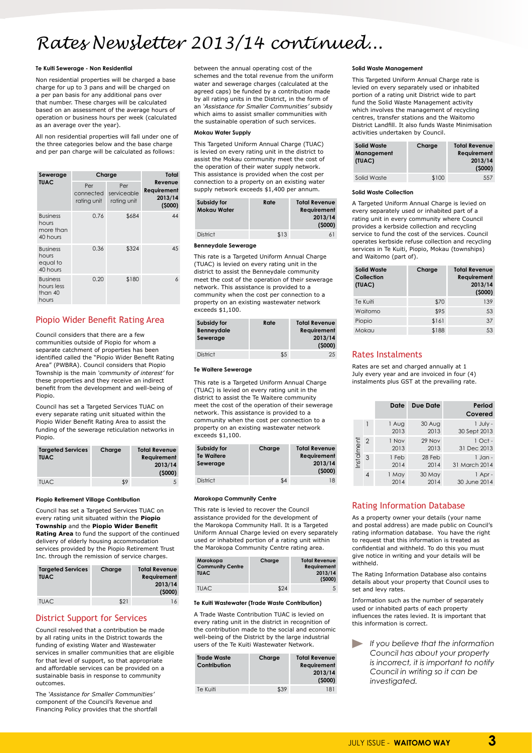# Rates Newsletter 2013/14 continued...

#### Te Kuiti Sewerage - Non Residential

Non residential properties will be charged a base charge for up to 3 pans and will be charged on a per pan basis for any additional pans over that number. These charges will be calculated based on an assessment of the average hours of operation or business hours per week (calculated as an average over the year).

All non residential properties will fall under one of the three categories below and the base charge and per pan charge will be calculated as follows:

| Sewerage TUAC | Charge | | Total Revenue Requirement 2013/14 ($000) |
|---|---|---|---|
| | Per connected rating unit | Per serviceable rating unit | |
| Business hours more than 40 hours | 0.76 | $684 | 44 |
| Business hours equal to 40 hours | 0.36 | $324 | 45 |
| Business hours less than 40 hours | 0.20 | $180 | 6 |

## Piopio Wider Benefit Rating Area

Council considers that there are a few communities outside of Piopio for whom a separate catchment of properties has been identified called the "Piopio Wider Benefit Rating Area" (PWBRA). Council considers that Piopio Township is the main *'community of interest'* for these properties and they receive an indirect benefit from the development and well-being of Piopio.

Council has set a Targeted Services TUAC on every separate rating unit situated within the Piopio Wider Benefit Rating Area to assist the funding of the sewerage reticulation networks in Piopio.

| Targeted Services TUAC | Charge | Total Revenue Requirement 2013/14 ($000) |
|---|---|---|
| TUAC | $9 | 5 |

#### Piopio Retirement Village Contribution

Council has set a Targeted Services TUAC on every rating unit situated within the **Piopio Township** and the **Piopio Wider Benefit Rating Area** to fund the support of the continued delivery of elderly housing accommodation services provided by the Piopio Retirement Trust Inc. through the remission of service charges.

| Targeted Services TUAC | Charge | Total Revenue Requirement 2013/14 ($000) |
|---|---|---|
| TUAC | $21 | 16 |

## District Support for Services

Council resolved that a contribution be made by all rating units in the District towards the funding of existing Water and Wastewater services in smaller communities that are eligible for that level of support, so that appropriate and affordable services can be provided on a sustainable basis in response to community outcomes.

The *'Assistance for Smaller Communities'* component of the Council's Revenue and Financing Policy provides that the shortfall between the annual operating cost of the schemes and the total revenue from the uniform water and sewerage charges (calculated at the agreed caps) be funded by a contribution made by all rating units in the District, in the form of an *'Assistance for Smaller Communities'* subsidy which aims to assist smaller communities with the sustainable operation of such services.

#### Mokau Water Supply

This Targeted Uniform Annual Charge (TUAC) is levied on every rating unit in the district to assist the Mokau community meet the cost of the operation of their water supply network. This assistance is provided when the cost per connection to a property on an existing water supply network exceeds $1,400 per annum.

| Subsidy for Mokau Water | Rate | Total Revenue Requirement 2013/14 ($000) |
|---|---|---|
| District | $13 | 61 |

#### Benneydale Sewerage

This rate is a Targeted Uniform Annual Charge (TUAC) is levied on every rating unit in the district to assist the Benneydale community meet the cost of the operation of their sewerage network. This assistance is provided to a community when the cost per connection to a property on an existing wastewater network exceeds $1,100.

| Subsidy for Benneydale Sewerage | Rate | Total Revenue Requirement 2013/14 ($000) |
|---|---|---|
| District | $5 | 25 |

#### Te Waitere Sewerage

This rate is a Targeted Uniform Annual Charge (TUAC) is levied on every rating unit in the district to assist the Te Waitere community meet the cost of the operation of their sewerage network. This assistance is provided to a community when the cost per connection to a property on an existing wastewater network exceeds $1,100.

| Subsidy for Te Waitere Sewerage | Charge | Total Revenue Requirement 2013/14 ($000) |
|---|---|---|
| District | $4 | 18 |

#### Marokopa Community Centre

This rate is levied to recover the Council assistance provided for the development of the Marokopa Community Hall. It is a Targeted Uniform Annual Charge levied on every separately used or inhabited portion of a rating unit within the Marokopa Community Centre rating area.

| Marokopa Community Centre TUAC | Charge | Total Revenue Requirement 2013/14 ($000) |
|---|---|---|
| TUAC | $24 | 5 |

#### Te Kuiti Wastewater (Trade Waste Contribution)

A Trade Waste Contribution TUAC is levied on every rating unit in the district in recognition of the contribution made to the social and economic well-being of the District by the large industrial users of the Te Kuiti Wastewater Network.

| Trade Waste Contribution | Charge | Total Revenue Requirement 2013/14 ($000) |
|---|---|---|
| Te Kuiti | $39 | 181 |

#### Solid Waste Management

This Targeted Uniform Annual Charge rate is levied on every separately used or inhabited portion of a rating unit District wide to part fund the Solid Waste Management activity which involves the management of recycling centres, transfer stations and the Waitomo District Landfill. It also funds Waste Minimisation activities undertaken by Council.

| Solid Waste Management (TUAC) | Charge | Total Revenue Requirement 2013/14 ($000) |
|---|---|---|
| Solid Waste | $100 | 557 |

#### Solid Waste Collection

A Targeted Uniform Annual Charge is levied on every separately used or inhabited part of a rating unit in every community where Council provides a kerbside collection and recycling service to fund the cost of the services. Council operates kerbside refuse collection and recycling services in Te Kuiti, Piopio, Mokau (townships) and Waitomo (part of).

| Solid Waste Collection (TUAC) | Charge | Total Revenue Requirement 2013/14 ($000) |
|---|---|---|
| Te Kuiti | $70 | 139 |
| Waitomo | $95 | 53 |
| Piopio | $161 | 37 |
| Mokau | $188 | 53 |

## Rates Instalments

Rates are set and charged annually at 1 July every year and are invoiced in four (4) instalments plus GST at the prevailing rate.

| Instalment | Date | Due Date | Period Covered |
|---|---|---|---|
| 1 | 1 Aug 2013 | 30 Aug 2013 | 1 July - 30 Sept 2013 |
| 2 | 1 Nov 2013 | 29 Nov 2013 | 1 Oct - 31 Dec 2013 |
| 3 | 1 Feb 2014 | 28 Feb 2014 | 1 Jan - 31 March 2014 |
| 4 | 1 May 2014 | 30 May 2014 | 1 Apr - 30 June 2014 |

## Rating Information Database

As a property owner your details (your name and postal address) are made public on Council's rating information database. You have the right to request that this information is treated as confidential and withheld. To do this you must give notice in writing and your details will be withheld.

The Rating Information Database also contains details about your property that Council uses to set and levy rates.

Information such as the number of separately used or inhabited parts of each property influences the rates levied. It is important that this information is correct.

*If you believe that the information Council has about your property is incorrect, it is important to notify Council in writing so it can be investigated.*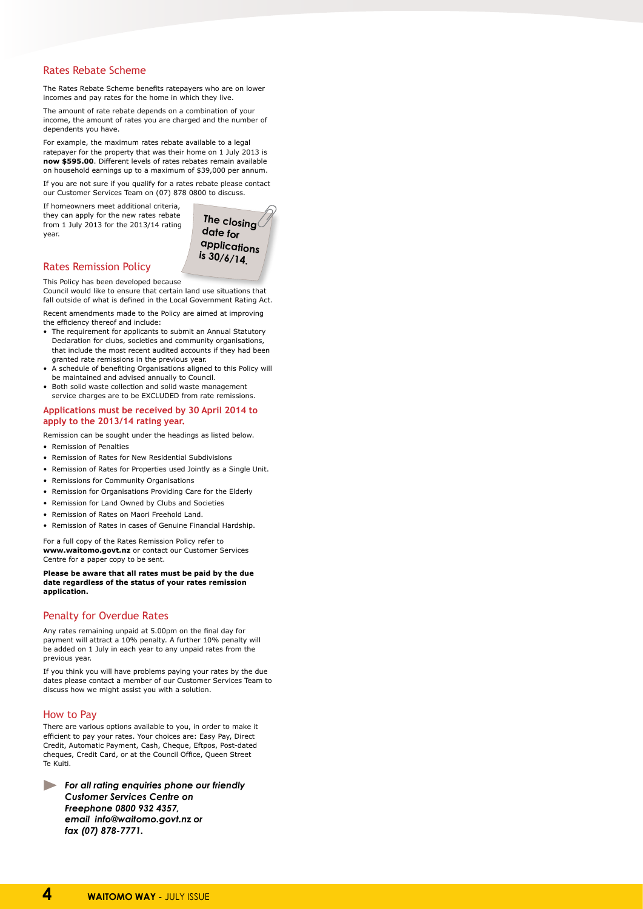## Rates Rebate Scheme

The Rates Rebate Scheme benefits ratepayers who are on lower incomes and pay rates for the home in which they live.

The amount of rate rebate depends on a combination of your income, the amount of rates you are charged and the number of dependents you have.

For example, the maximum rates rebate available to a legal ratepayer for the property that was their home on 1 July 2013 is **now $595.00**. Different levels of rates rebates remain available on household earnings up to a maximum of $39,000 per annum.

If you are not sure if you qualify for a rates rebate please contact our Customer Services Team on (07) 878 0800 to discuss.

If homeowners meet additional criteria, they can apply for the new rates rebate from 1 July 2013 for the 2013/14 rating year.

**The closing date for applications is 30/6/14.**

## Rates Remission Policy

This Policy has been developed because Council would like to ensure that certain land use situations that fall outside of what is defined in the Local Government Rating Act.

Recent amendments made to the Policy are aimed at improving the efficiency thereof and include:

- The requirement for applicants to submit an Annual Statutory Declaration for clubs, societies and community organisations, that include the most recent audited accounts if they had been granted rate remissions in the previous year.
- A schedule of benefiting Organisations aligned to this Policy will be maintained and advised annually to Council.
- Both solid waste collection and solid waste management service charges are to be EXCLUDED from rate remissions.

**Applications must be received by 30 April 2014 to apply to the 2013/14 rating year.**

Remission can be sought under the headings as listed below.

- Remission of Penalties
- Remission of Rates for New Residential Subdivisions
- Remission of Rates for Properties used Jointly as a Single Unit.
- Remissions for Community Organisations
- Remission for Organisations Providing Care for the Elderly
- Remission for Land Owned by Clubs and Societies
- Remission of Rates on Maori Freehold Land.
- Remission of Rates in cases of Genuine Financial Hardship.

For a full copy of the Rates Remission Policy refer to **www.waitomo.govt.nz** or contact our Customer Services Centre for a paper copy to be sent.

**Please be aware that all rates must be paid by the due date regardless of the status of your rates remission application.**

## Penalty for Overdue Rates

Any rates remaining unpaid at 5.00pm on the final day for payment will attract a 10% penalty. A further 10% penalty will be added on 1 July in each year to any unpaid rates from the previous year.

If you think you will have problems paying your rates by the due dates please contact a member of our Customer Services Team to discuss how we might assist you with a solution.

## How to Pay

There are various options available to you, in order to make it efficient to pay your rates. Your choices are: Easy Pay, Direct Credit, Automatic Payment, Cash, Cheque, Eftpos, Post-dated cheques, Credit Card, or at the Council Office, Queen Street Te Kuiti.

***For all rating enquiries phone our friendly Customer Services Centre on Freephone 0800 932 4357, email info@waitomo.govt.nz or fax (07) 878-7771.***